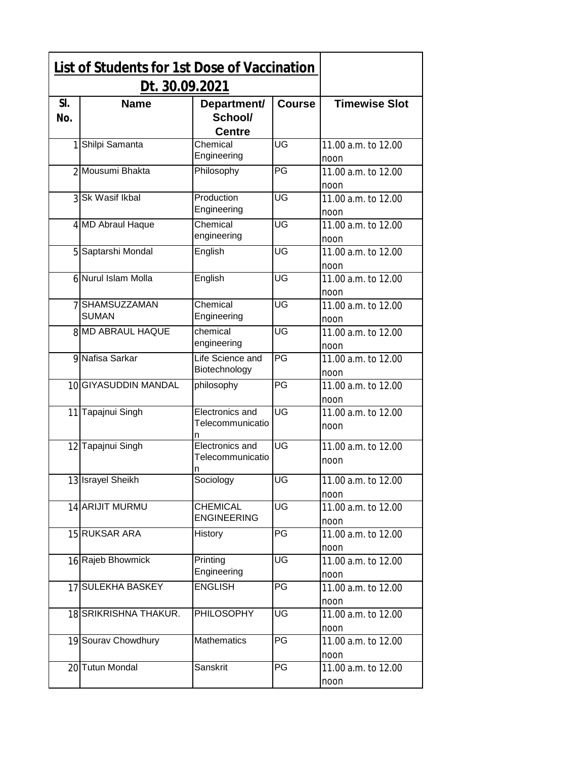## List of Students for 1st Dose of Vaccination Dt. 30.09.2021

| Sl. No. | Name | Department/ School/ Centre | Course | Timewise Slot |
|---|---|---|---|---|
| 1 | Shilpi Samanta | Chemical Engineering | UG | 11.00 a.m. to 12.00 noon |
| 2 | Mousumi Bhakta | Philosophy | PG | 11.00 a.m. to 12.00 noon |
| 3 | Sk Wasif Ikbal | Production Engineering | UG | 11.00 a.m. to 12.00 noon |
| 4 | MD Abraul Haque | Chemical engineering | UG | 11.00 a.m. to 12.00 noon |
| 5 | Saptarshi Mondal | English | UG | 11.00 a.m. to 12.00 noon |
| 6 | Nurul Islam Molla | English | UG | 11.00 a.m. to 12.00 noon |
| 7 | SHAMSUZZAMAN SUMAN | Chemical Engineering | UG | 11.00 a.m. to 12.00 noon |
| 8 | MD ABRAUL HAQUE | chemical engineering | UG | 11.00 a.m. to 12.00 noon |
| 9 | Nafisa Sarkar | Life Science and Biotechnology | PG | 11.00 a.m. to 12.00 noon |
| 10 | GIYASUDDIN MANDAL | philosophy | PG | 11.00 a.m. to 12.00 noon |
| 11 | Tapajnui Singh | Electronics and Telecommunication | UG | 11.00 a.m. to 12.00 noon |
| 12 | Tapajnui Singh | Electronics and Telecommunication | UG | 11.00 a.m. to 12.00 noon |
| 13 | Israyel Sheikh | Sociology | UG | 11.00 a.m. to 12.00 noon |
| 14 | ARIJIT MURMU | CHEMICAL ENGINEERING | UG | 11.00 a.m. to 12.00 noon |
| 15 | RUKSAR ARA | History | PG | 11.00 a.m. to 12.00 noon |
| 16 | Rajeb Bhowmick | Printing Engineering | UG | 11.00 a.m. to 12.00 noon |
| 17 | SULEKHA BASKEY | ENGLISH | PG | 11.00 a.m. to 12.00 noon |
| 18 | SRIKRISHNA THAKUR. | PHILOSOPHY | UG | 11.00 a.m. to 12.00 noon |
| 19 | Sourav Chowdhury | Mathematics | PG | 11.00 a.m. to 12.00 noon |
| 20 | Tutun Mondal | Sanskrit | PG | 11.00 a.m. to 12.00 noon |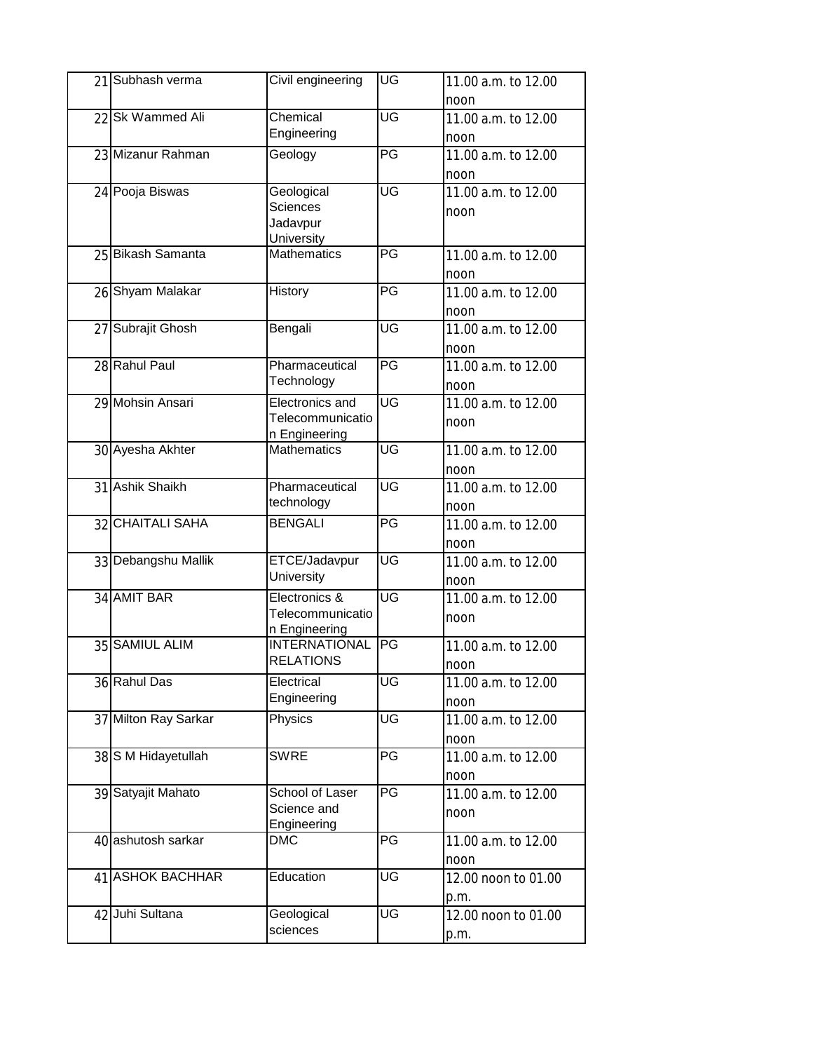| | | | | |
|---|---|---|---|---|
| 21 | Subhash verma | Civil engineering | UG | 11.00 a.m. to 12.00 noon |
| 22 | Sk Wammed Ali | Chemical Engineering | UG | 11.00 a.m. to 12.00 noon |
| 23 | Mizanur Rahman | Geology | PG | 11.00 a.m. to 12.00 noon |
| 24 | Pooja Biswas | Geological Sciences Jadavpur University | UG | 11.00 a.m. to 12.00 noon |
| 25 | Bikash Samanta | Mathematics | PG | 11.00 a.m. to 12.00 noon |
| 26 | Shyam Malakar | History | PG | 11.00 a.m. to 12.00 noon |
| 27 | Subrajit Ghosh | Bengali | UG | 11.00 a.m. to 12.00 noon |
| 28 | Rahul Paul | Pharmaceutical Technology | PG | 11.00 a.m. to 12.00 noon |
| 29 | Mohsin Ansari | Electronics and Telecommunication Engineering | UG | 11.00 a.m. to 12.00 noon |
| 30 | Ayesha Akhter | Mathematics | UG | 11.00 a.m. to 12.00 noon |
| 31 | Ashik Shaikh | Pharmaceutical technology | UG | 11.00 a.m. to 12.00 noon |
| 32 | CHAITALI SAHA | BENGALI | PG | 11.00 a.m. to 12.00 noon |
| 33 | Debangshu Mallik | ETCE/Jadavpur University | UG | 11.00 a.m. to 12.00 noon |
| 34 | AMIT BAR | Electronics & Telecommunication Engineering | UG | 11.00 a.m. to 12.00 noon |
| 35 | SAMIUL ALIM | INTERNATIONAL RELATIONS | PG | 11.00 a.m. to 12.00 noon |
| 36 | Rahul Das | Electrical Engineering | UG | 11.00 a.m. to 12.00 noon |
| 37 | Milton Ray Sarkar | Physics | UG | 11.00 a.m. to 12.00 noon |
| 38 | S M Hidayetullah | SWRE | PG | 11.00 a.m. to 12.00 noon |
| 39 | Satyajit Mahato | School of Laser Science and Engineering | PG | 11.00 a.m. to 12.00 noon |
| 40 | ashutosh sarkar | DMC | PG | 11.00 a.m. to 12.00 noon |
| 41 | ASHOK BACHHAR | Education | UG | 12.00 noon to 01.00 p.m. |
| 42 | Juhi Sultana | Geological sciences | UG | 12.00 noon to 01.00 p.m. |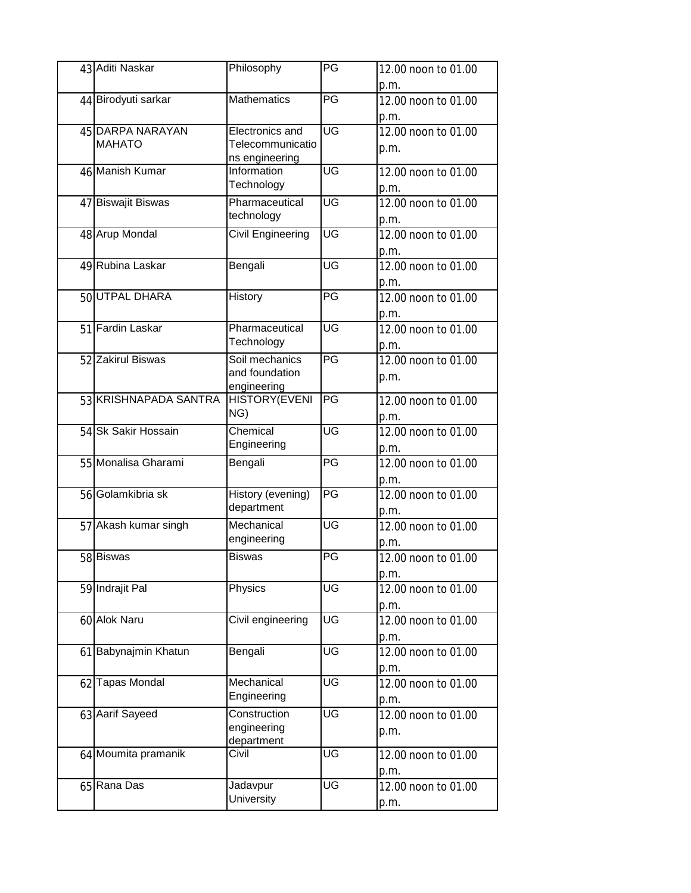| | | | | |
|---|---|---|---|---|
| 43 | Aditi Naskar | Philosophy | PG | 12.00 noon to 01.00 p.m. |
| 44 | Birodyuti sarkar | Mathematics | PG | 12.00 noon to 01.00 p.m. |
| 45 | DARPA NARAYAN MAHATO | Electronics and Telecommunications engineering | UG | 12.00 noon to 01.00 p.m. |
| 46 | Manish Kumar | Information Technology | UG | 12.00 noon to 01.00 p.m. |
| 47 | Biswajit Biswas | Pharmaceutical technology | UG | 12.00 noon to 01.00 p.m. |
| 48 | Arup Mondal | Civil Engineering | UG | 12.00 noon to 01.00 p.m. |
| 49 | Rubina Laskar | Bengali | UG | 12.00 noon to 01.00 p.m. |
| 50 | UTPAL DHARA | History | PG | 12.00 noon to 01.00 p.m. |
| 51 | Fardin Laskar | Pharmaceutical Technology | UG | 12.00 noon to 01.00 p.m. |
| 52 | Zakirul Biswas | Soil mechanics and foundation engineering | PG | 12.00 noon to 01.00 p.m. |
| 53 | KRISHNAPADA SANTRA | HISTORY(EVENING) | PG | 12.00 noon to 01.00 p.m. |
| 54 | Sk Sakir Hossain | Chemical Engineering | UG | 12.00 noon to 01.00 p.m. |
| 55 | Monalisa Gharami | Bengali | PG | 12.00 noon to 01.00 p.m. |
| 56 | Golamkibria sk | History (evening) department | PG | 12.00 noon to 01.00 p.m. |
| 57 | Akash kumar singh | Mechanical engineering | UG | 12.00 noon to 01.00 p.m. |
| 58 | Biswas | Biswas | PG | 12.00 noon to 01.00 p.m. |
| 59 | Indrajit Pal | Physics | UG | 12.00 noon to 01.00 p.m. |
| 60 | Alok Naru | Civil engineering | UG | 12.00 noon to 01.00 p.m. |
| 61 | Babynajmin Khatun | Bengali | UG | 12.00 noon to 01.00 p.m. |
| 62 | Tapas Mondal | Mechanical Engineering | UG | 12.00 noon to 01.00 p.m. |
| 63 | Aarif Sayeed | Construction engineering department | UG | 12.00 noon to 01.00 p.m. |
| 64 | Moumita pramanik | Civil | UG | 12.00 noon to 01.00 p.m. |
| 65 | Rana Das | Jadavpur University | UG | 12.00 noon to 01.00 p.m. |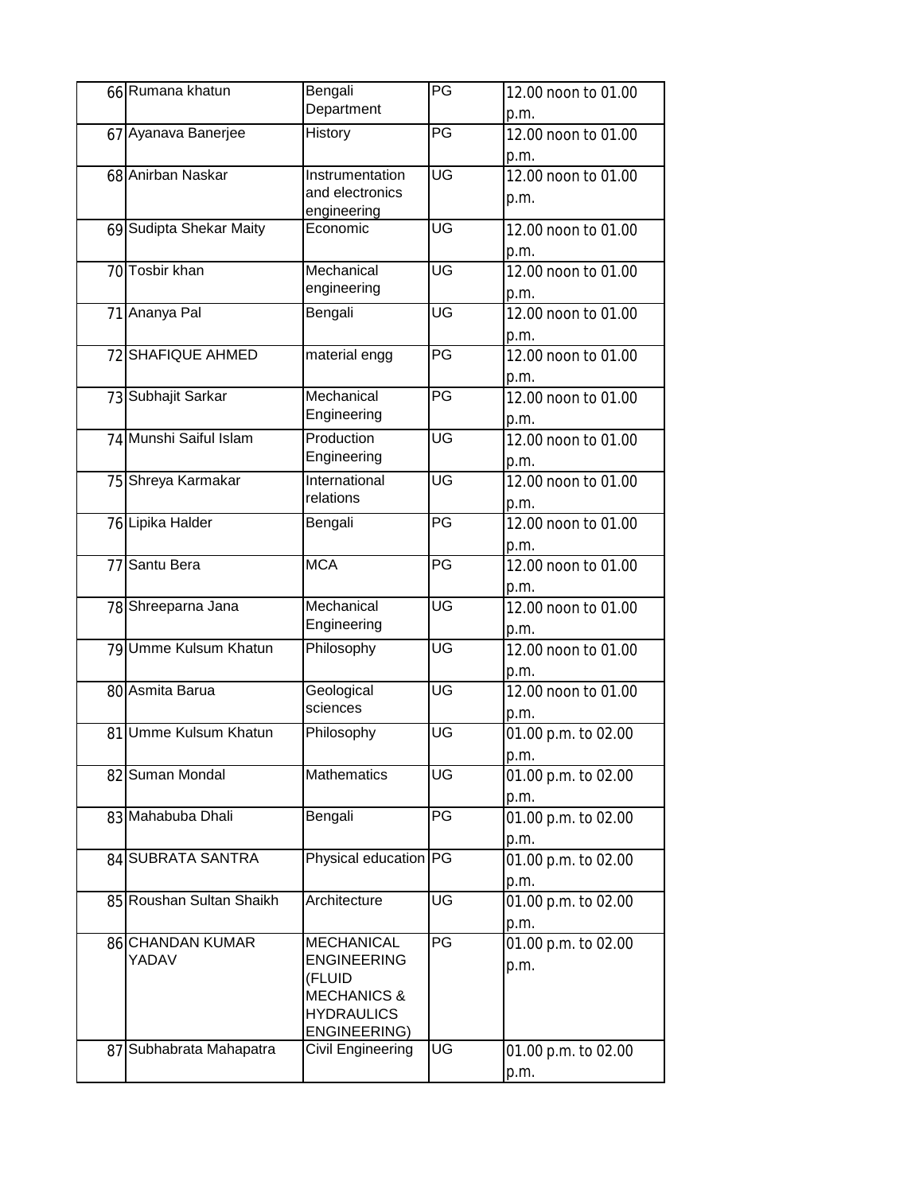| 66 | Rumana khatun | Bengali Department | PG | 12.00 noon to 01.00 p.m. |
|---|---|---|---|---|
| 67 | Ayanava Banerjee | History | PG | 12.00 noon to 01.00 p.m. |
| 68 | Anirban Naskar | Instrumentation and electronics engineering | UG | 12.00 noon to 01.00 p.m. |
| 69 | Sudipta Shekar Maity | Economic | UG | 12.00 noon to 01.00 p.m. |
| 70 | Tosbir khan | Mechanical engineering | UG | 12.00 noon to 01.00 p.m. |
| 71 | Ananya Pal | Bengali | UG | 12.00 noon to 01.00 p.m. |
| 72 | SHAFIQUE AHMED | material engg | PG | 12.00 noon to 01.00 p.m. |
| 73 | Subhajit Sarkar | Mechanical Engineering | PG | 12.00 noon to 01.00 p.m. |
| 74 | Munshi Saiful Islam | Production Engineering | UG | 12.00 noon to 01.00 p.m. |
| 75 | Shreya Karmakar | International relations | UG | 12.00 noon to 01.00 p.m. |
| 76 | Lipika Halder | Bengali | PG | 12.00 noon to 01.00 p.m. |
| 77 | Santu Bera | MCA | PG | 12.00 noon to 01.00 p.m. |
| 78 | Shreeparna Jana | Mechanical Engineering | UG | 12.00 noon to 01.00 p.m. |
| 79 | Umme Kulsum Khatun | Philosophy | UG | 12.00 noon to 01.00 p.m. |
| 80 | Asmita Barua | Geological sciences | UG | 12.00 noon to 01.00 p.m. |
| 81 | Umme Kulsum Khatun | Philosophy | UG | 01.00 p.m. to 02.00 p.m. |
| 82 | Suman Mondal | Mathematics | UG | 01.00 p.m. to 02.00 p.m. |
| 83 | Mahabuba Dhali | Bengali | PG | 01.00 p.m. to 02.00 p.m. |
| 84 | SUBRATA SANTRA | Physical education | PG | 01.00 p.m. to 02.00 p.m. |
| 85 | Roushan Sultan Shaikh | Architecture | UG | 01.00 p.m. to 02.00 p.m. |
| 86 | CHANDAN KUMAR YADAV | MECHANICAL ENGINEERING (FLUID MECHANICS & HYDRAULICS ENGINEERING) | PG | 01.00 p.m. to 02.00 p.m. |
| 87 | Subhabrata Mahapatra | Civil Engineering | UG | 01.00 p.m. to 02.00 p.m. |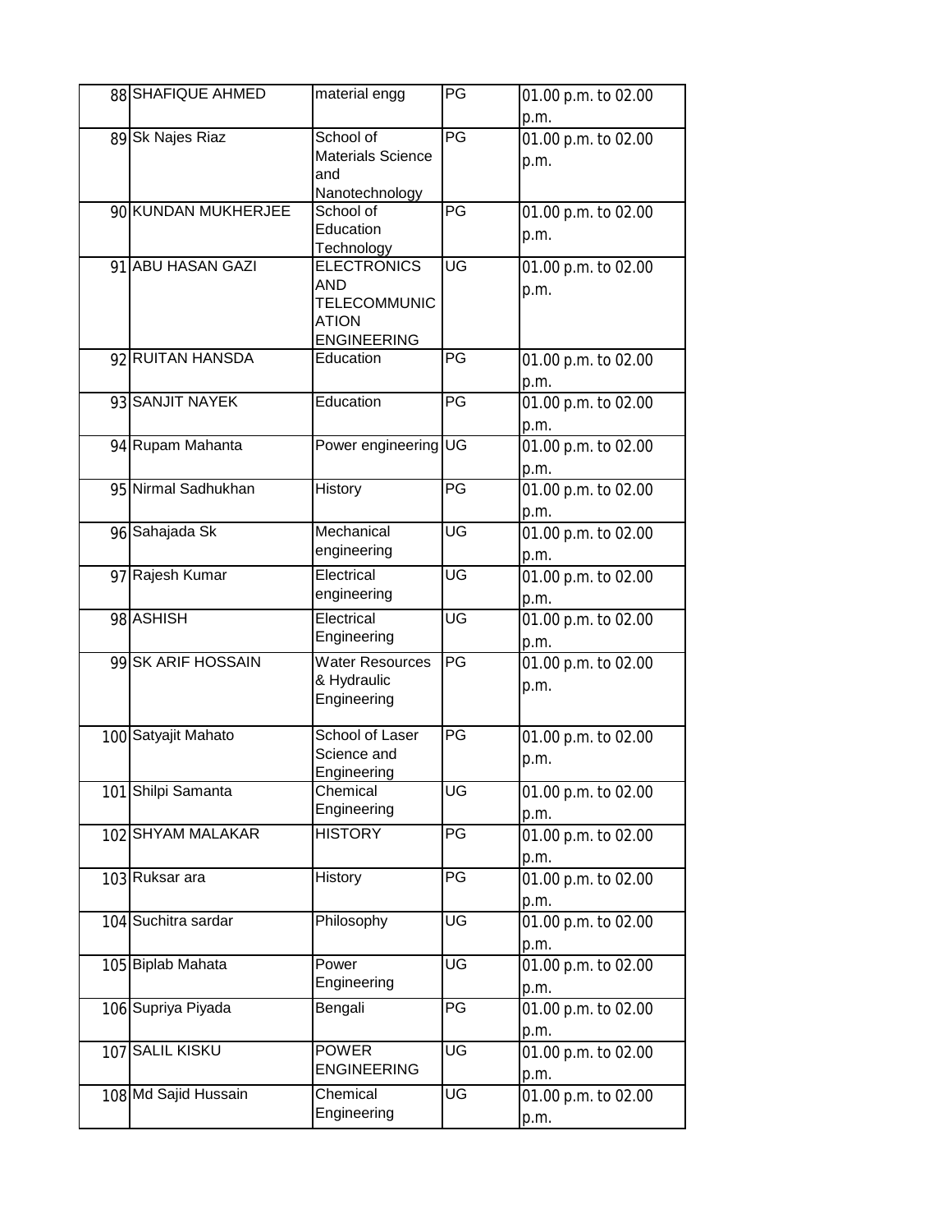| | | | | |
|---|---|---|---|---|
| 88 | SHAFIQUE AHMED | material engg | PG | 01.00 p.m. to 02.00 p.m. |
| 89 | Sk Najes Riaz | School of Materials Science and Nanotechnology | PG | 01.00 p.m. to 02.00 p.m. |
| 90 | KUNDAN MUKHERJEE | School of Education Technology | PG | 01.00 p.m. to 02.00 p.m. |
| 91 | ABU HASAN GAZI | ELECTRONICS AND TELECOMMUNICATION ENGINEERING | UG | 01.00 p.m. to 02.00 p.m. |
| 92 | RUITAN HANSDA | Education | PG | 01.00 p.m. to 02.00 p.m. |
| 93 | SANJIT NAYEK | Education | PG | 01.00 p.m. to 02.00 p.m. |
| 94 | Rupam Mahanta | Power engineering | UG | 01.00 p.m. to 02.00 p.m. |
| 95 | Nirmal Sadhukhan | History | PG | 01.00 p.m. to 02.00 p.m. |
| 96 | Sahajada Sk | Mechanical engineering | UG | 01.00 p.m. to 02.00 p.m. |
| 97 | Rajesh Kumar | Electrical engineering | UG | 01.00 p.m. to 02.00 p.m. |
| 98 | ASHISH | Electrical Engineering | UG | 01.00 p.m. to 02.00 p.m. |
| 99 | SK ARIF HOSSAIN | Water Resources & Hydraulic Engineering | PG | 01.00 p.m. to 02.00 p.m. |
| 100 | Satyajit Mahato | School of Laser Science and Engineering | PG | 01.00 p.m. to 02.00 p.m. |
| 101 | Shilpi Samanta | Chemical Engineering | UG | 01.00 p.m. to 02.00 p.m. |
| 102 | SHYAM MALAKAR | HISTORY | PG | 01.00 p.m. to 02.00 p.m. |
| 103 | Ruksar ara | History | PG | 01.00 p.m. to 02.00 p.m. |
| 104 | Suchitra sardar | Philosophy | UG | 01.00 p.m. to 02.00 p.m. |
| 105 | Biplab Mahata | Power Engineering | UG | 01.00 p.m. to 02.00 p.m. |
| 106 | Supriya Piyada | Bengali | PG | 01.00 p.m. to 02.00 p.m. |
| 107 | SALIL KISKU | POWER ENGINEERING | UG | 01.00 p.m. to 02.00 p.m. |
| 108 | Md Sajid Hussain | Chemical Engineering | UG | 01.00 p.m. to 02.00 p.m. |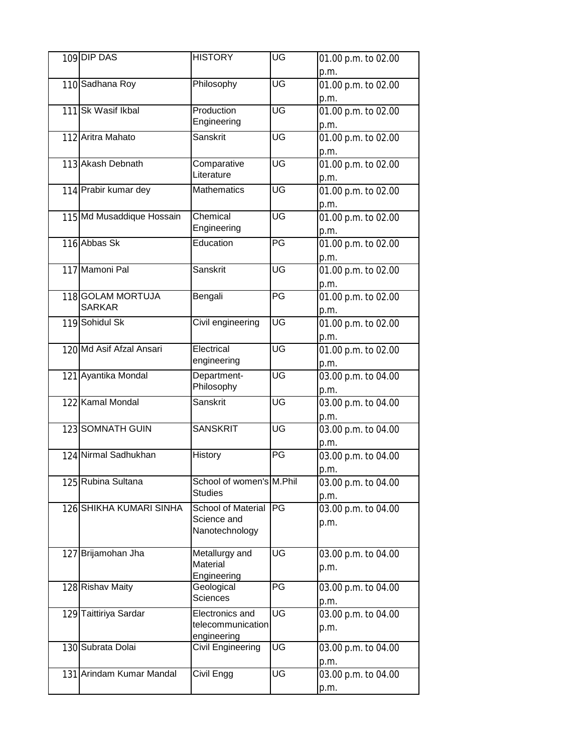| 109 | DIP DAS | HISTORY | UG | 01.00 p.m. to 02.00 p.m. |
|---|---|---|---|---|
| 110 | Sadhana Roy | Philosophy | UG | 01.00 p.m. to 02.00 p.m. |
| 111 | Sk Wasif Ikbal | Production Engineering | UG | 01.00 p.m. to 02.00 p.m. |
| 112 | Aritra Mahato | Sanskrit | UG | 01.00 p.m. to 02.00 p.m. |
| 113 | Akash Debnath | Comparative Literature | UG | 01.00 p.m. to 02.00 p.m. |
| 114 | Prabir kumar dey | Mathematics | UG | 01.00 p.m. to 02.00 p.m. |
| 115 | Md Musaddique Hossain | Chemical Engineering | UG | 01.00 p.m. to 02.00 p.m. |
| 116 | Abbas Sk | Education | PG | 01.00 p.m. to 02.00 p.m. |
| 117 | Mamoni Pal | Sanskrit | UG | 01.00 p.m. to 02.00 p.m. |
| 118 | GOLAM MORTUJA SARKAR | Bengali | PG | 01.00 p.m. to 02.00 p.m. |
| 119 | Sohidul Sk | Civil engineering | UG | 01.00 p.m. to 02.00 p.m. |
| 120 | Md Asif Afzal Ansari | Electrical engineering | UG | 01.00 p.m. to 02.00 p.m. |
| 121 | Ayantika Mondal | Department-Philosophy | UG | 03.00 p.m. to 04.00 p.m. |
| 122 | Kamal Mondal | Sanskrit | UG | 03.00 p.m. to 04.00 p.m. |
| 123 | SOMNATH GUIN | SANSKRIT | UG | 03.00 p.m. to 04.00 p.m. |
| 124 | Nirmal Sadhukhan | History | PG | 03.00 p.m. to 04.00 p.m. |
| 125 | Rubina Sultana | School of women's Studies | M.Phil | 03.00 p.m. to 04.00 p.m. |
| 126 | SHIKHA KUMARI SINHA | School of Material Science and Nanotechnology | PG | 03.00 p.m. to 04.00 p.m. |
| 127 | Brijamohan Jha | Metallurgy and Material Engineering | UG | 03.00 p.m. to 04.00 p.m. |
| 128 | Rishav Maity | Geological Sciences | PG | 03.00 p.m. to 04.00 p.m. |
| 129 | Taittiriya Sardar | Electronics and telecommunication engineering | UG | 03.00 p.m. to 04.00 p.m. |
| 130 | Subrata Dolai | Civil Engineering | UG | 03.00 p.m. to 04.00 p.m. |
| 131 | Arindam Kumar Mandal | Civil Engg | UG | 03.00 p.m. to 04.00 p.m. |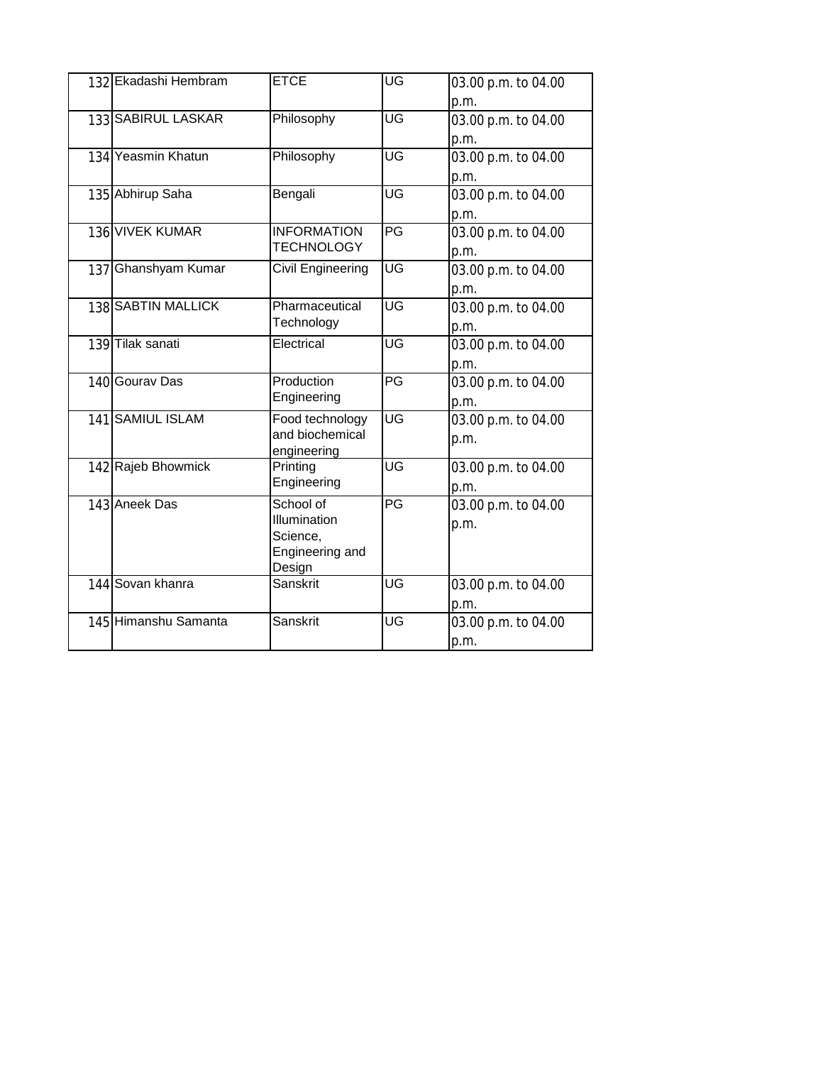| | | | | |
|---|---|---|---|---|
| 132 | Ekadashi Hembram | ETCE | UG | 03.00 p.m. to 04.00 p.m. |
| 133 | SABIRUL LASKAR | Philosophy | UG | 03.00 p.m. to 04.00 p.m. |
| 134 | Yeasmin Khatun | Philosophy | UG | 03.00 p.m. to 04.00 p.m. |
| 135 | Abhirup Saha | Bengali | UG | 03.00 p.m. to 04.00 p.m. |
| 136 | VIVEK KUMAR | INFORMATION TECHNOLOGY | PG | 03.00 p.m. to 04.00 p.m. |
| 137 | Ghanshyam Kumar | Civil Engineering | UG | 03.00 p.m. to 04.00 p.m. |
| 138 | SABTIN MALLICK | Pharmaceutical Technology | UG | 03.00 p.m. to 04.00 p.m. |
| 139 | Tilak sanati | Electrical | UG | 03.00 p.m. to 04.00 p.m. |
| 140 | Gourav Das | Production Engineering | PG | 03.00 p.m. to 04.00 p.m. |
| 141 | SAMIUL ISLAM | Food technology and biochemical engineering | UG | 03.00 p.m. to 04.00 p.m. |
| 142 | Rajeb Bhowmick | Printing Engineering | UG | 03.00 p.m. to 04.00 p.m. |
| 143 | Aneek Das | School of Illumination Science, Engineering and Design | PG | 03.00 p.m. to 04.00 p.m. |
| 144 | Sovan khanra | Sanskrit | UG | 03.00 p.m. to 04.00 p.m. |
| 145 | Himanshu Samanta | Sanskrit | UG | 03.00 p.m. to 04.00 p.m. |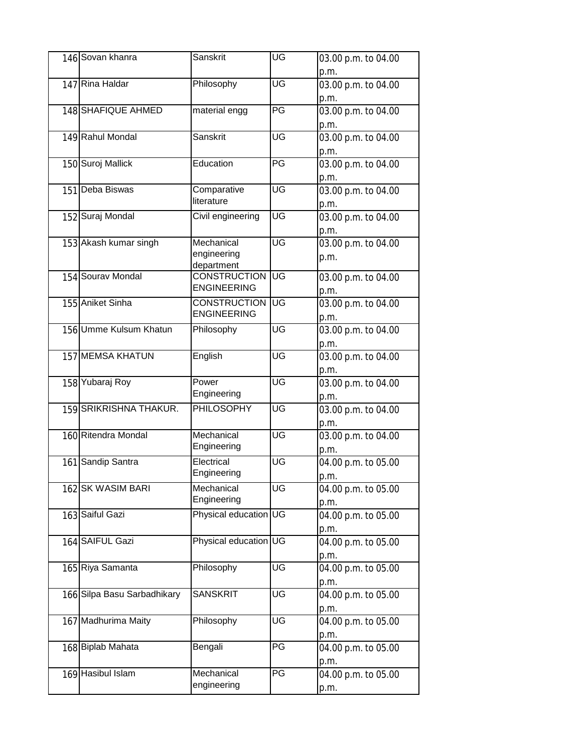| | | | | |
|---|---|---|---|---|
| 146 | Sovan khanra | Sanskrit | UG | 03.00 p.m. to 04.00 p.m. |
| 147 | Rina Haldar | Philosophy | UG | 03.00 p.m. to 04.00 p.m. |
| 148 | SHAFIQUE AHMED | material engg | PG | 03.00 p.m. to 04.00 p.m. |
| 149 | Rahul Mondal | Sanskrit | UG | 03.00 p.m. to 04.00 p.m. |
| 150 | Suroj Mallick | Education | PG | 03.00 p.m. to 04.00 p.m. |
| 151 | Deba Biswas | Comparative literature | UG | 03.00 p.m. to 04.00 p.m. |
| 152 | Suraj Mondal | Civil engineering | UG | 03.00 p.m. to 04.00 p.m. |
| 153 | Akash kumar singh | Mechanical engineering department | UG | 03.00 p.m. to 04.00 p.m. |
| 154 | Sourav Mondal | CONSTRUCTION ENGINEERING | UG | 03.00 p.m. to 04.00 p.m. |
| 155 | Aniket Sinha | CONSTRUCTION ENGINEERING | UG | 03.00 p.m. to 04.00 p.m. |
| 156 | Umme Kulsum Khatun | Philosophy | UG | 03.00 p.m. to 04.00 p.m. |
| 157 | MEMSA KHATUN | English | UG | 03.00 p.m. to 04.00 p.m. |
| 158 | Yubaraj Roy | Power Engineering | UG | 03.00 p.m. to 04.00 p.m. |
| 159 | SRIKRISHNA THAKUR. | PHILOSOPHY | UG | 03.00 p.m. to 04.00 p.m. |
| 160 | Ritendra Mondal | Mechanical Engineering | UG | 03.00 p.m. to 04.00 p.m. |
| 161 | Sandip Santra | Electrical Engineering | UG | 04.00 p.m. to 05.00 p.m. |
| 162 | SK WASIM BARI | Mechanical Engineering | UG | 04.00 p.m. to 05.00 p.m. |
| 163 | Saiful Gazi | Physical education | UG | 04.00 p.m. to 05.00 p.m. |
| 164 | SAIFUL Gazi | Physical education | UG | 04.00 p.m. to 05.00 p.m. |
| 165 | Riya Samanta | Philosophy | UG | 04.00 p.m. to 05.00 p.m. |
| 166 | Silpa Basu Sarbadhikary | SANSKRIT | UG | 04.00 p.m. to 05.00 p.m. |
| 167 | Madhurima Maity | Philosophy | UG | 04.00 p.m. to 05.00 p.m. |
| 168 | Biplab Mahata | Bengali | PG | 04.00 p.m. to 05.00 p.m. |
| 169 | Hasibul Islam | Mechanical engineering | PG | 04.00 p.m. to 05.00 p.m. |